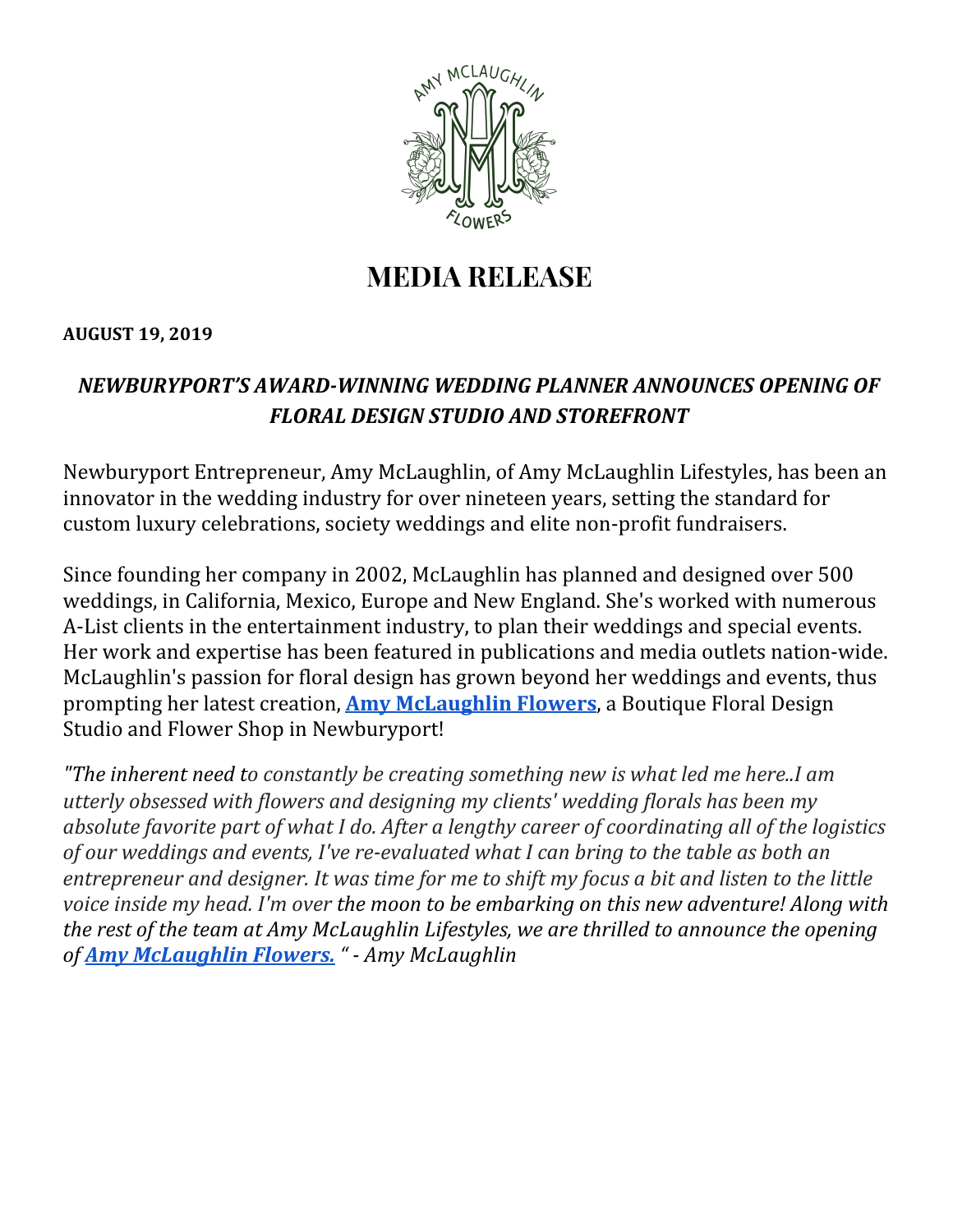# MEDIA RELEASE

**AUGUST 19, 2019**

***NEWBURYPORT'S AWARD-WINNING WEDDING PLANNER ANNOUNCES OPENING OF FLORAL DESIGN STUDIO AND STOREFRONT***

Newburyport Entrepreneur, Amy McLaughlin, of Amy McLaughlin Lifestyles, has been an innovator in the wedding industry for over nineteen years, setting the standard for custom luxury celebrations, society weddings and elite non-profit fundraisers.

Since founding her company in 2002, McLaughlin has planned and designed over 500 weddings, in California, Mexico, Europe and New England. She's worked with numerous A-List clients in the entertainment industry, to plan their weddings and special events. Her work and expertise has been featured in publications and media outlets nation-wide. McLaughlin's passion for floral design has grown beyond her weddings and events, thus prompting her latest creation, **Amy McLaughlin Flowers**, a Boutique Floral Design Studio and Flower Shop in Newburyport!

*"The inherent need to constantly be creating something new is what led me here..I am utterly obsessed with flowers and designing my clients' wedding florals has been my absolute favorite part of what I do. After a lengthy career of coordinating all of the logistics of our weddings and events, I've re-evaluated what I can bring to the table as both an entrepreneur and designer. It was time for me to shift my focus a bit and listen to the little voice inside my head. I'm over the moon to be embarking on this new adventure! Along with the rest of the team at Amy McLaughlin Lifestyles, we are thrilled to announce the opening of* ***Amy McLaughlin Flowers.*** *" - Amy McLaughlin*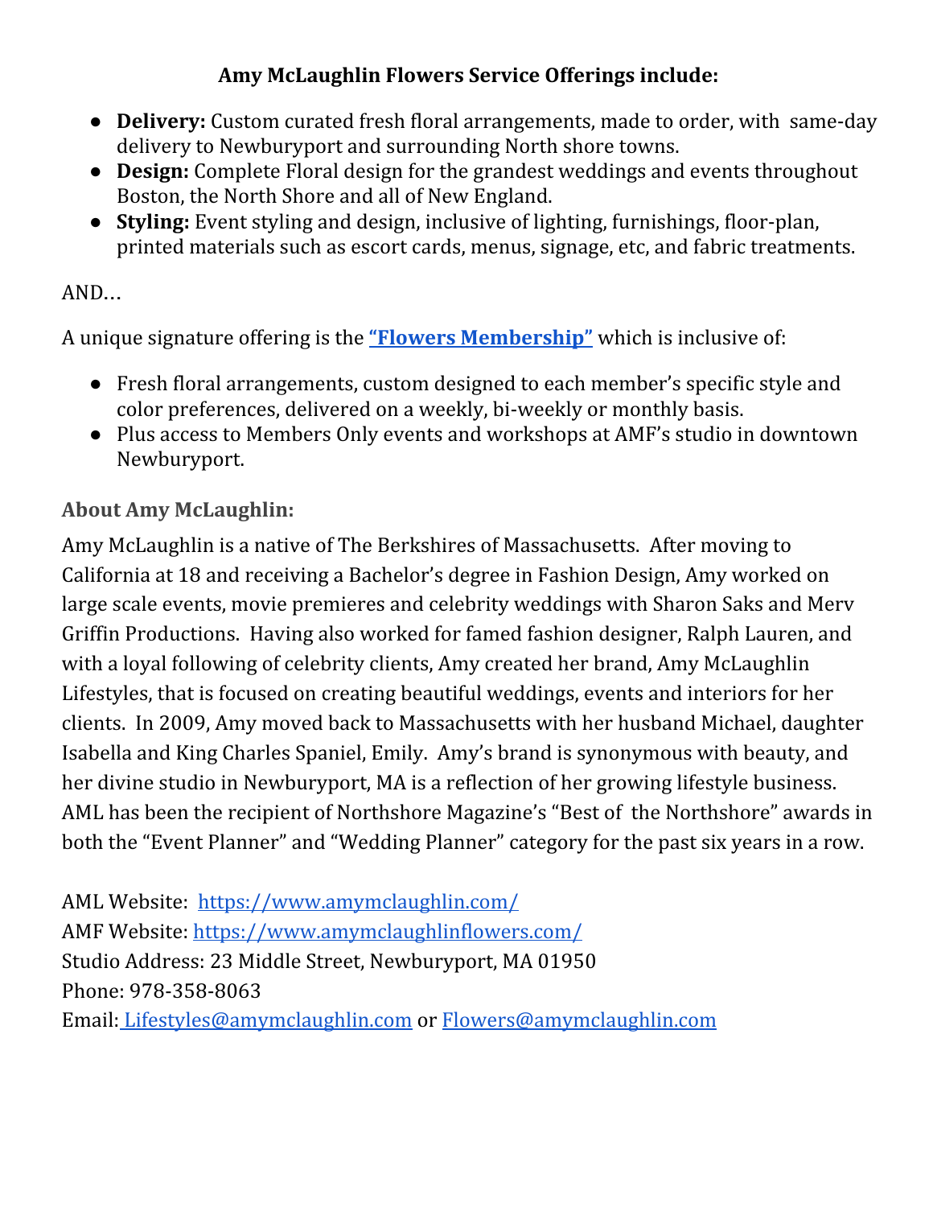**Amy McLaughlin Flowers Service Offerings include:**

- **Delivery:** Custom curated fresh floral arrangements, made to order, with same-day delivery to Newburyport and surrounding North shore towns.
- **Design:** Complete Floral design for the grandest weddings and events throughout Boston, the North Shore and all of New England.
- **Styling:** Event styling and design, inclusive of lighting, furnishings, floor-plan, printed materials such as escort cards, menus, signage, etc, and fabric treatments.

AND…

A unique signature offering is the **"Flowers Membership"** which is inclusive of:

- Fresh floral arrangements, custom designed to each member's specific style and color preferences, delivered on a weekly, bi-weekly or monthly basis.
- Plus access to Members Only events and workshops at AMF's studio in downtown Newburyport.

### About Amy McLaughlin:

Amy McLaughlin is a native of The Berkshires of Massachusetts. After moving to California at 18 and receiving a Bachelor's degree in Fashion Design, Amy worked on large scale events, movie premieres and celebrity weddings with Sharon Saks and Merv Griffin Productions. Having also worked for famed fashion designer, Ralph Lauren, and with a loyal following of celebrity clients, Amy created her brand, Amy McLaughlin Lifestyles, that is focused on creating beautiful weddings, events and interiors for her clients. In 2009, Amy moved back to Massachusetts with her husband Michael, daughter Isabella and King Charles Spaniel, Emily. Amy's brand is synonymous with beauty, and her divine studio in Newburyport, MA is a reflection of her growing lifestyle business. AML has been the recipient of Northshore Magazine's "Best of the Northshore" awards in both the "Event Planner" and "Wedding Planner" category for the past six years in a row.

AML Website: https://www.amymclaughlin.com/
AMF Website: https://www.amymclaughlinflowers.com/
Studio Address: 23 Middle Street, Newburyport, MA 01950
Phone: 978-358-8063
Email: Lifestyles@amymclaughlin.com or Flowers@amymclaughlin.com